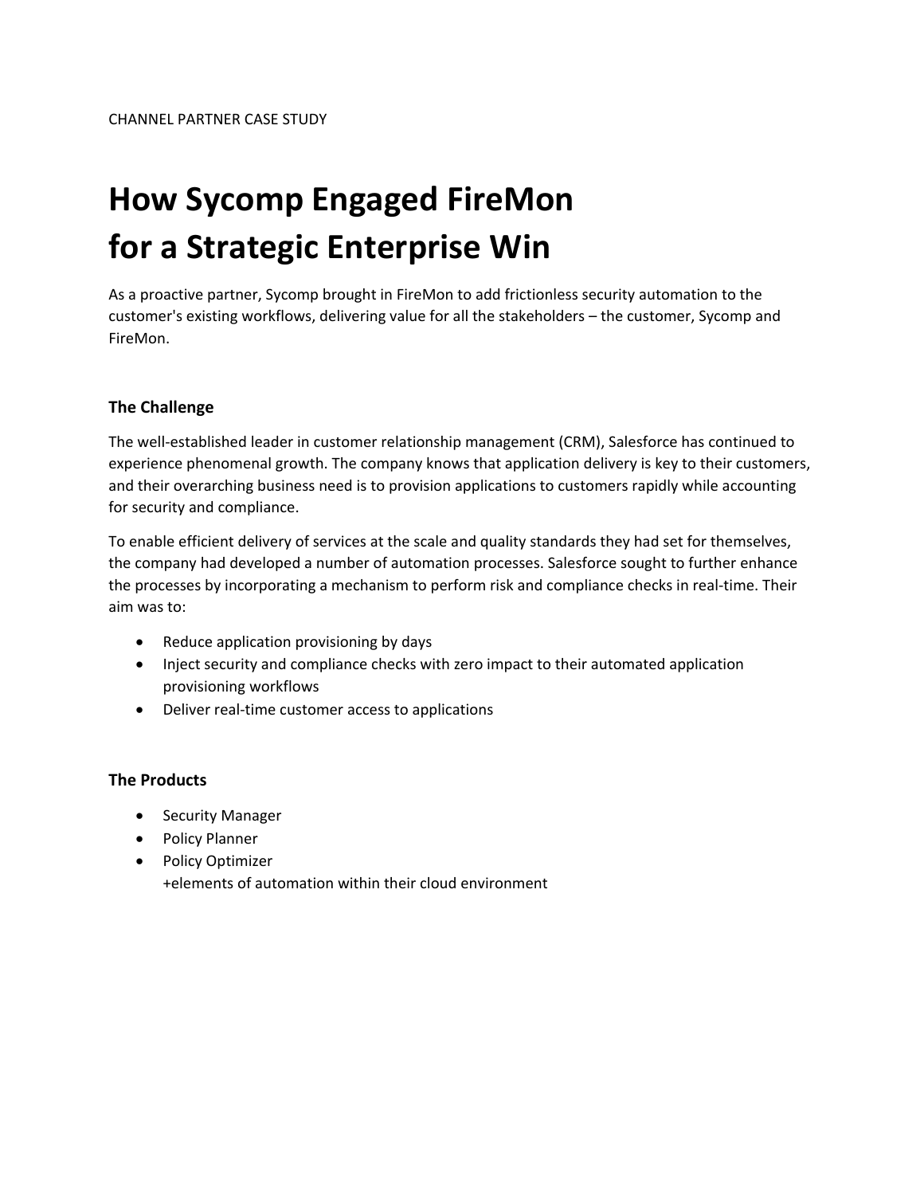CHANNEL PARTNER CASE STUDY

# How Sycomp Engaged FireMon for a Strategic Enterprise Win

As a proactive partner, Sycomp brought in FireMon to add frictionless security automation to the customer's existing workflows, delivering value for all the stakeholders – the customer, Sycomp and FireMon.

### The Challenge

The well-established leader in customer relationship management (CRM), Salesforce has continued to experience phenomenal growth. The company knows that application delivery is key to their customers, and their overarching business need is to provision applications to customers rapidly while accounting for security and compliance.

To enable efficient delivery of services at the scale and quality standards they had set for themselves, the company had developed a number of automation processes. Salesforce sought to further enhance the processes by incorporating a mechanism to perform risk and compliance checks in real-time. Their aim was to:

- Reduce application provisioning by days
- Inject security and compliance checks with zero impact to their automated application provisioning workflows
- Deliver real-time customer access to applications

### The Products

- Security Manager
- Policy Planner
- Policy Optimizer
  +elements of automation within their cloud environment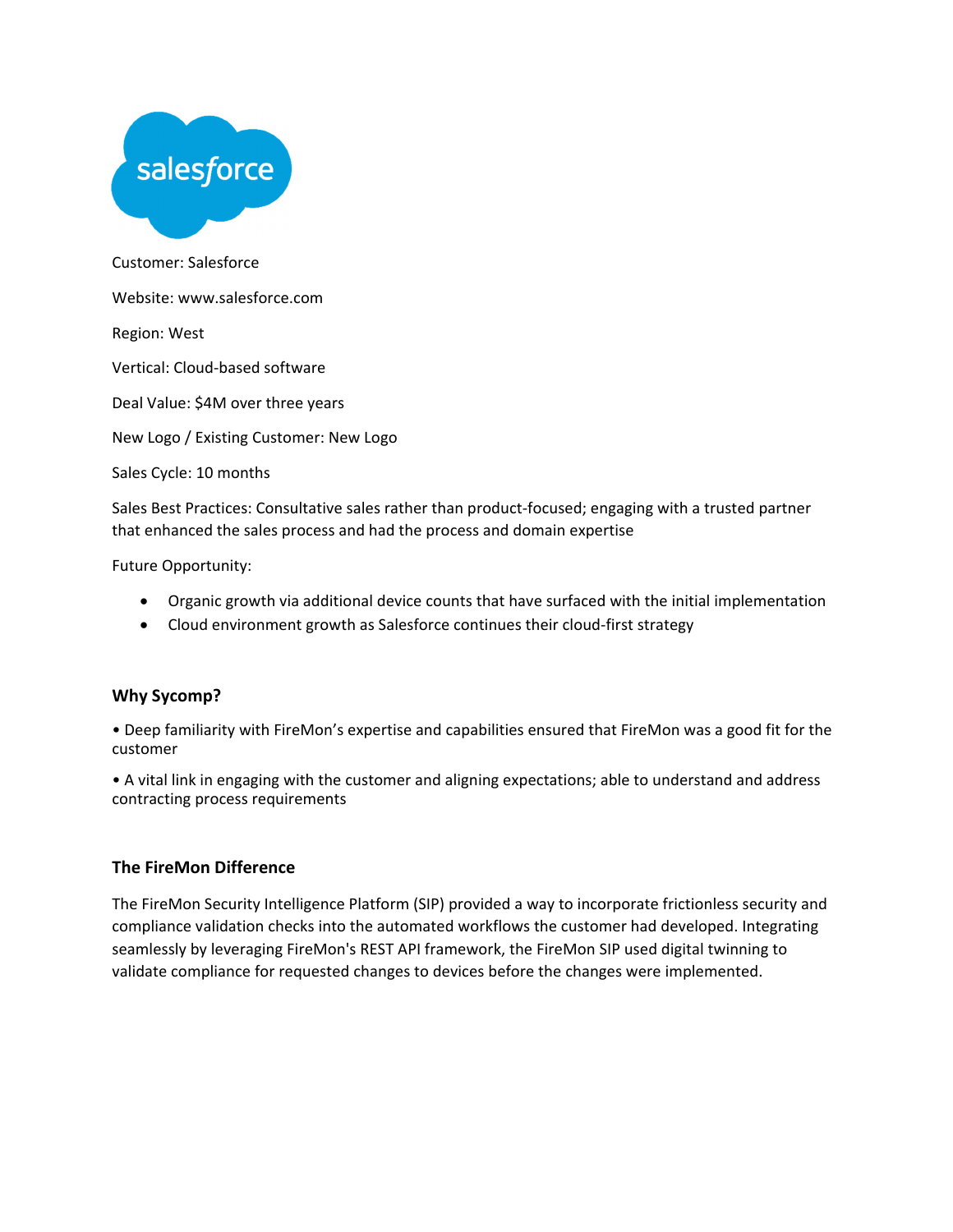Customer: Salesforce

Website: www.salesforce.com

Region: West

Vertical: Cloud-based software

Deal Value: $4M over three years

New Logo / Existing Customer: New Logo

Sales Cycle: 10 months

Sales Best Practices: Consultative sales rather than product-focused; engaging with a trusted partner that enhanced the sales process and had the process and domain expertise

Future Opportunity:

- Organic growth via additional device counts that have surfaced with the initial implementation
- Cloud environment growth as Salesforce continues their cloud-first strategy

### Why Sycomp?

• Deep familiarity with FireMon's expertise and capabilities ensured that FireMon was a good fit for the customer

• A vital link in engaging with the customer and aligning expectations; able to understand and address contracting process requirements

### The FireMon Difference

The FireMon Security Intelligence Platform (SIP) provided a way to incorporate frictionless security and compliance validation checks into the automated workflows the customer had developed. Integrating seamlessly by leveraging FireMon's REST API framework, the FireMon SIP used digital twinning to validate compliance for requested changes to devices before the changes were implemented.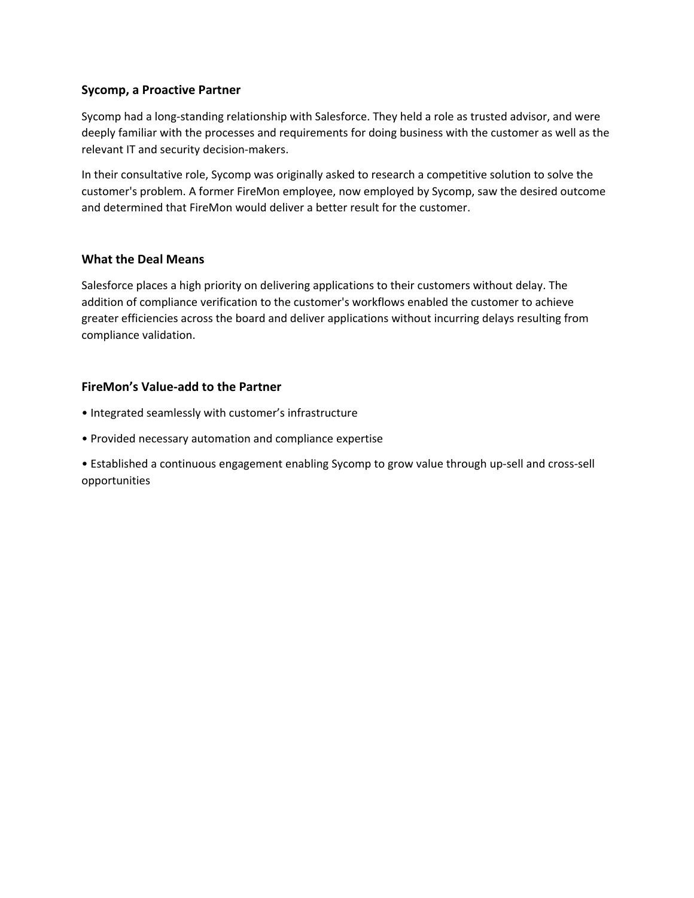### Sycomp, a Proactive Partner

Sycomp had a long-standing relationship with Salesforce. They held a role as trusted advisor, and were deeply familiar with the processes and requirements for doing business with the customer as well as the relevant IT and security decision-makers.

In their consultative role, Sycomp was originally asked to research a competitive solution to solve the customer's problem. A former FireMon employee, now employed by Sycomp, saw the desired outcome and determined that FireMon would deliver a better result for the customer.

### What the Deal Means

Salesforce places a high priority on delivering applications to their customers without delay. The addition of compliance verification to the customer's workflows enabled the customer to achieve greater efficiencies across the board and deliver applications without incurring delays resulting from compliance validation.

### FireMon's Value-add to the Partner

- Integrated seamlessly with customer's infrastructure
- Provided necessary automation and compliance expertise
- Established a continuous engagement enabling Sycomp to grow value through up-sell and cross-sell opportunities